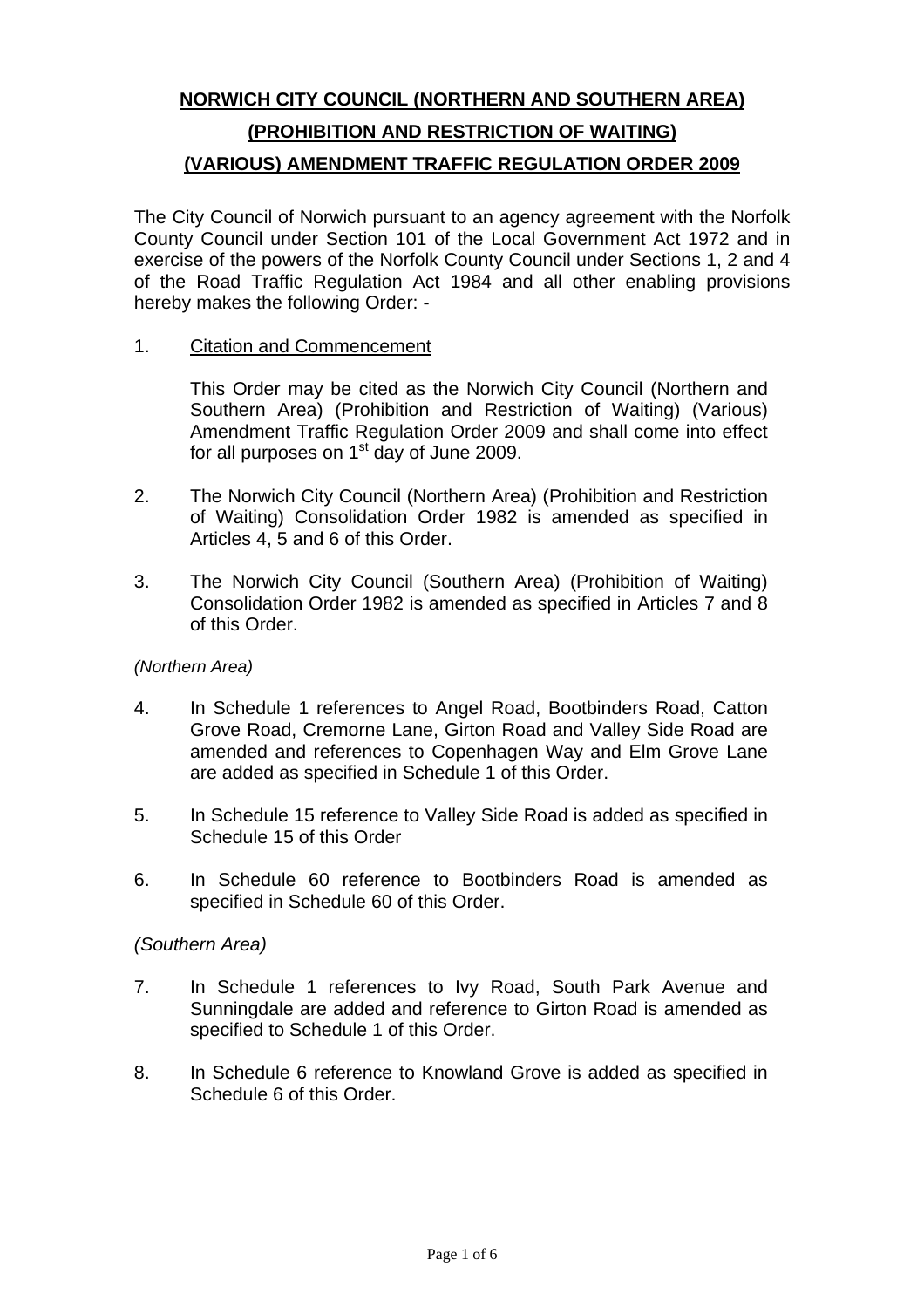# NORWICH CITY COUNCIL (NORTHERN AND SOUTHERN AREA) (PROHIBITION AND RESTRICTION OF WAITING) (VARIOUS) AMENDMENT TRAFFIC REGULATION ORDER 2009

The City Council of Norwich pursuant to an agency agreement with the Norfolk County Council under Section 101 of the Local Government Act 1972 and in exercise of the powers of the Norfolk County Council under Sections 1, 2 and 4 of the Road Traffic Regulation Act 1984 and all other enabling provisions hereby makes the following Order: -

1. Citation and Commencement

   This Order may be cited as the Norwich City Council (Northern and Southern Area) (Prohibition and Restriction of Waiting) (Various) Amendment Traffic Regulation Order 2009 and shall come into effect for all purposes on 1st day of June 2009.

2. The Norwich City Council (Northern Area) (Prohibition and Restriction of Waiting) Consolidation Order 1982 is amended as specified in Articles 4, 5 and 6 of this Order.

3. The Norwich City Council (Southern Area) (Prohibition of Waiting) Consolidation Order 1982 is amended as specified in Articles 7 and 8 of this Order.

*(Northern Area)*

4. In Schedule 1 references to Angel Road, Bootbinders Road, Catton Grove Road, Cremorne Lane, Girton Road and Valley Side Road are amended and references to Copenhagen Way and Elm Grove Lane are added as specified in Schedule 1 of this Order.

5. In Schedule 15 reference to Valley Side Road is added as specified in Schedule 15 of this Order

6. In Schedule 60 reference to Bootbinders Road is amended as specified in Schedule 60 of this Order.

*(Southern Area)*

7. In Schedule 1 references to Ivy Road, South Park Avenue and Sunningdale are added and reference to Girton Road is amended as specified to Schedule 1 of this Order.

8. In Schedule 6 reference to Knowland Grove is added as specified in Schedule 6 of this Order.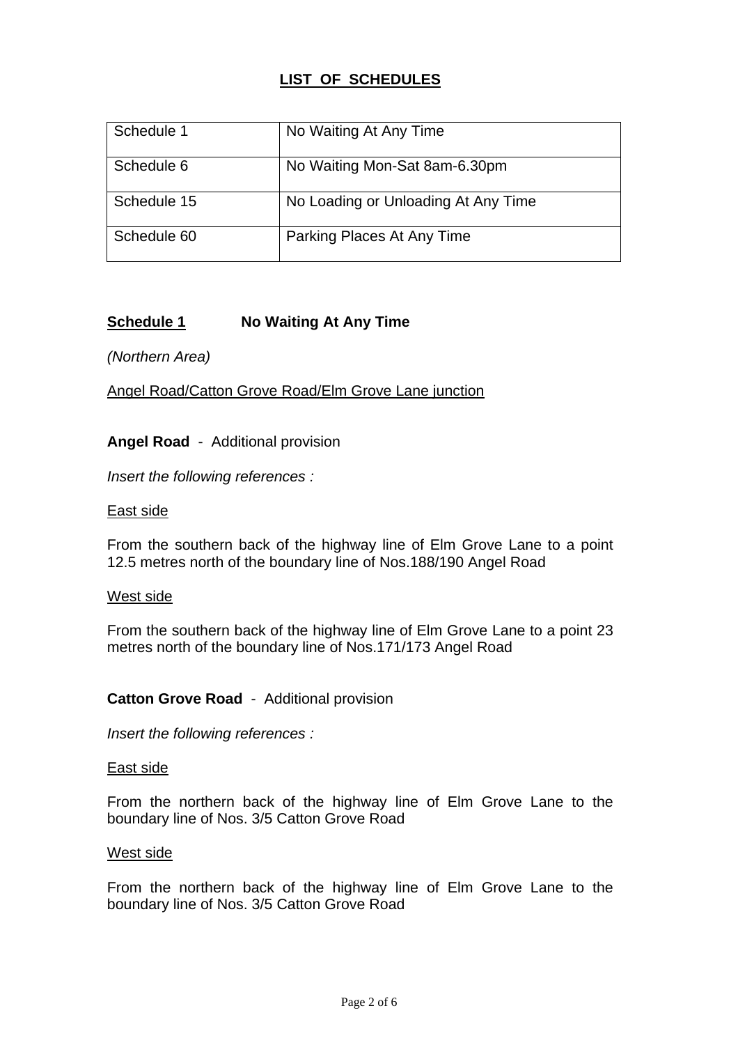## LIST OF SCHEDULES

| Schedule 1 | No Waiting At Any Time |
|---|---|
| Schedule 6 | No Waiting Mon-Sat 8am-6.30pm |
| Schedule 15 | No Loading or Unloading At Any Time |
| Schedule 60 | Parking Places At Any Time |

### Schedule 1 No Waiting At Any Time

*(Northern Area)*

Angel Road/Catton Grove Road/Elm Grove Lane junction

**Angel Road** - Additional provision

*Insert the following references :*

East side

From the southern back of the highway line of Elm Grove Lane to a point 12.5 metres north of the boundary line of Nos.188/190 Angel Road

West side

From the southern back of the highway line of Elm Grove Lane to a point 23 metres north of the boundary line of Nos.171/173 Angel Road

**Catton Grove Road** - Additional provision

*Insert the following references :*

East side

From the northern back of the highway line of Elm Grove Lane to the boundary line of Nos. 3/5 Catton Grove Road

West side

From the northern back of the highway line of Elm Grove Lane to the boundary line of Nos. 3/5 Catton Grove Road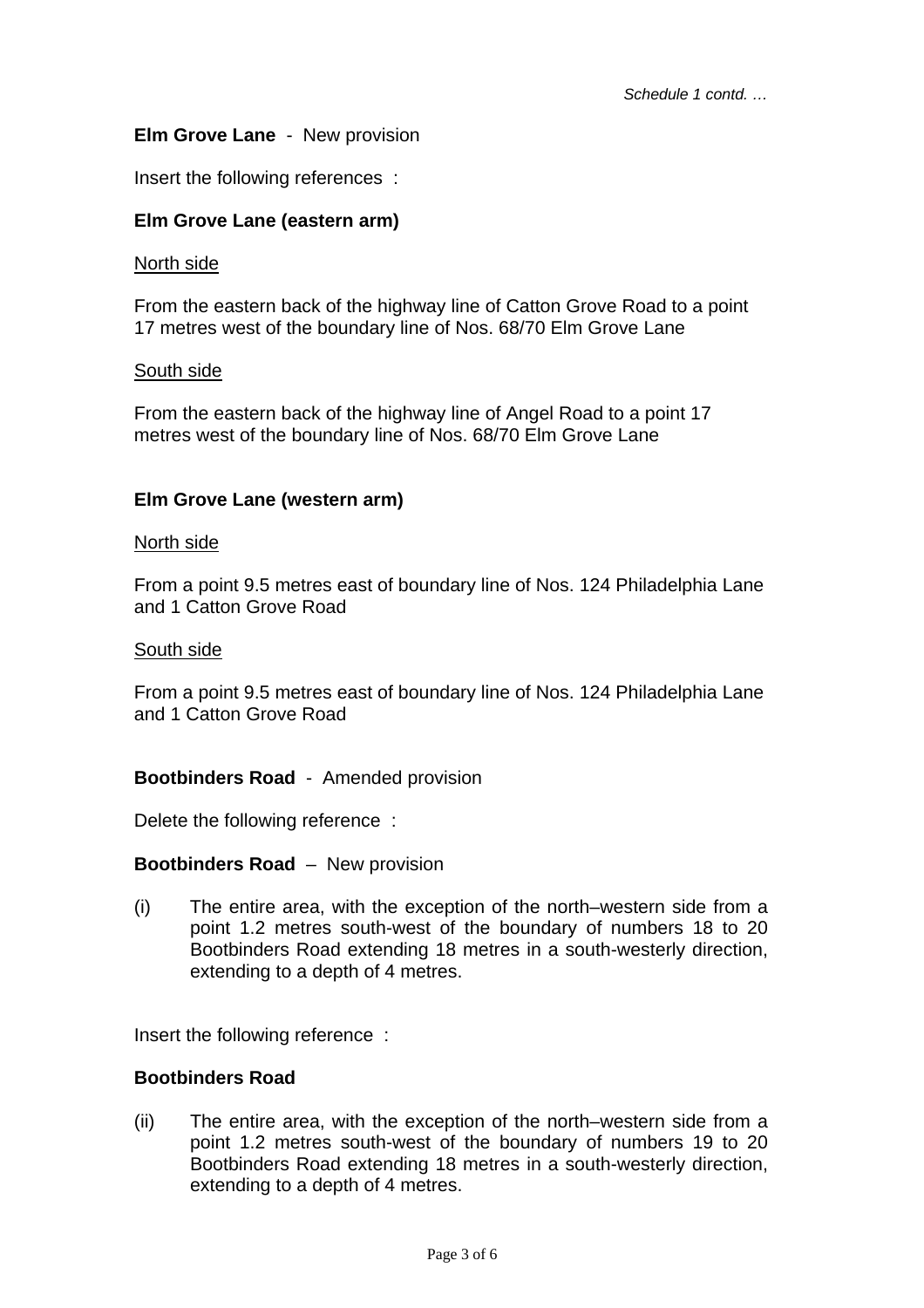*Schedule 1 contd. …*

**Elm Grove Lane** - New provision

Insert the following references :

**Elm Grove Lane (eastern arm)**

<u>North side</u>

From the eastern back of the highway line of Catton Grove Road to a point 17 metres west of the boundary line of Nos. 68/70 Elm Grove Lane

<u>South side</u>

From the eastern back of the highway line of Angel Road to a point 17 metres west of the boundary line of Nos. 68/70 Elm Grove Lane

**Elm Grove Lane (western arm)**

<u>North side</u>

From a point 9.5 metres east of boundary line of Nos. 124 Philadelphia Lane and 1 Catton Grove Road

<u>South side</u>

From a point 9.5 metres east of boundary line of Nos. 124 Philadelphia Lane and 1 Catton Grove Road

**Bootbinders Road** - Amended provision

Delete the following reference :

**Bootbinders Road** – New provision

(i) The entire area, with the exception of the north–western side from a point 1.2 metres south-west of the boundary of numbers 18 to 20 Bootbinders Road extending 18 metres in a south-westerly direction, extending to a depth of 4 metres.

Insert the following reference :

**Bootbinders Road**

(ii) The entire area, with the exception of the north–western side from a point 1.2 metres south-west of the boundary of numbers 19 to 20 Bootbinders Road extending 18 metres in a south-westerly direction, extending to a depth of 4 metres.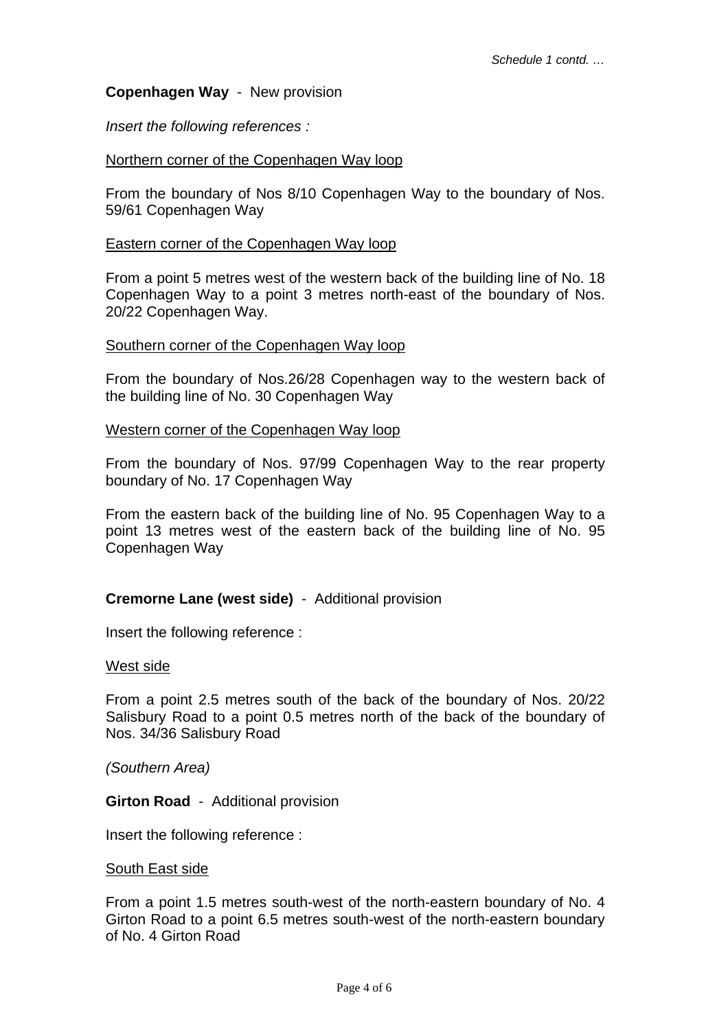*Schedule 1 contd. …*

**Copenhagen Way** - New provision

*Insert the following references :*

<u>Northern corner of the Copenhagen Way loop</u>

From the boundary of Nos 8/10 Copenhagen Way to the boundary of Nos. 59/61 Copenhagen Way

<u>Eastern corner of the Copenhagen Way loop</u>

From a point 5 metres west of the western back of the building line of No. 18 Copenhagen Way to a point 3 metres north-east of the boundary of Nos. 20/22 Copenhagen Way.

<u>Southern corner of the Copenhagen Way loop</u>

From the boundary of Nos.26/28 Copenhagen way to the western back of the building line of No. 30 Copenhagen Way

<u>Western corner of the Copenhagen Way loop</u>

From the boundary of Nos. 97/99 Copenhagen Way to the rear property boundary of No. 17 Copenhagen Way

From the eastern back of the building line of No. 95 Copenhagen Way to a point 13 metres west of the eastern back of the building line of No. 95 Copenhagen Way

**Cremorne Lane (west side)** - Additional provision

Insert the following reference :

<u>West side</u>

From a point 2.5 metres south of the back of the boundary of Nos. 20/22 Salisbury Road to a point 0.5 metres north of the back of the boundary of Nos. 34/36 Salisbury Road

*(Southern Area)*

**Girton Road** - Additional provision

Insert the following reference :

<u>South East side</u>

From a point 1.5 metres south-west of the north-eastern boundary of No. 4 Girton Road to a point 6.5 metres south-west of the north-eastern boundary of No. 4 Girton Road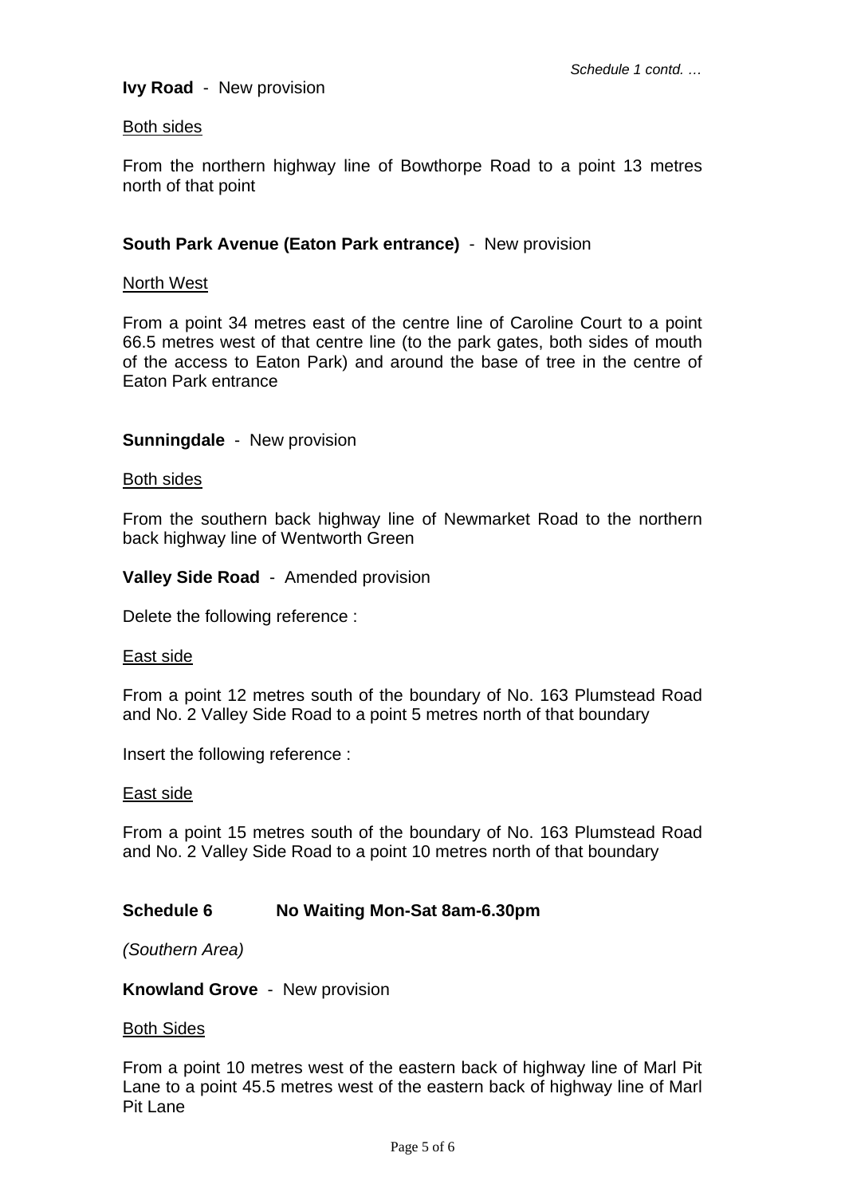*Schedule 1 contd. …*

**Ivy Road** - New provision

Both sides

From the northern highway line of Bowthorpe Road to a point 13 metres north of that point

**South Park Avenue (Eaton Park entrance)** - New provision

North West

From a point 34 metres east of the centre line of Caroline Court to a point 66.5 metres west of that centre line (to the park gates, both sides of mouth of the access to Eaton Park) and around the base of tree in the centre of Eaton Park entrance

**Sunningdale** - New provision

Both sides

From the southern back highway line of Newmarket Road to the northern back highway line of Wentworth Green

**Valley Side Road** - Amended provision

Delete the following reference :

East side

From a point 12 metres south of the boundary of No. 163 Plumstead Road and No. 2 Valley Side Road to a point 5 metres north of that boundary

Insert the following reference :

East side

From a point 15 metres south of the boundary of No. 163 Plumstead Road and No. 2 Valley Side Road to a point 10 metres north of that boundary

**Schedule 6 No Waiting Mon-Sat 8am-6.30pm**

*(Southern Area)*

**Knowland Grove** - New provision

Both Sides

From a point 10 metres west of the eastern back of highway line of Marl Pit Lane to a point 45.5 metres west of the eastern back of highway line of Marl Pit Lane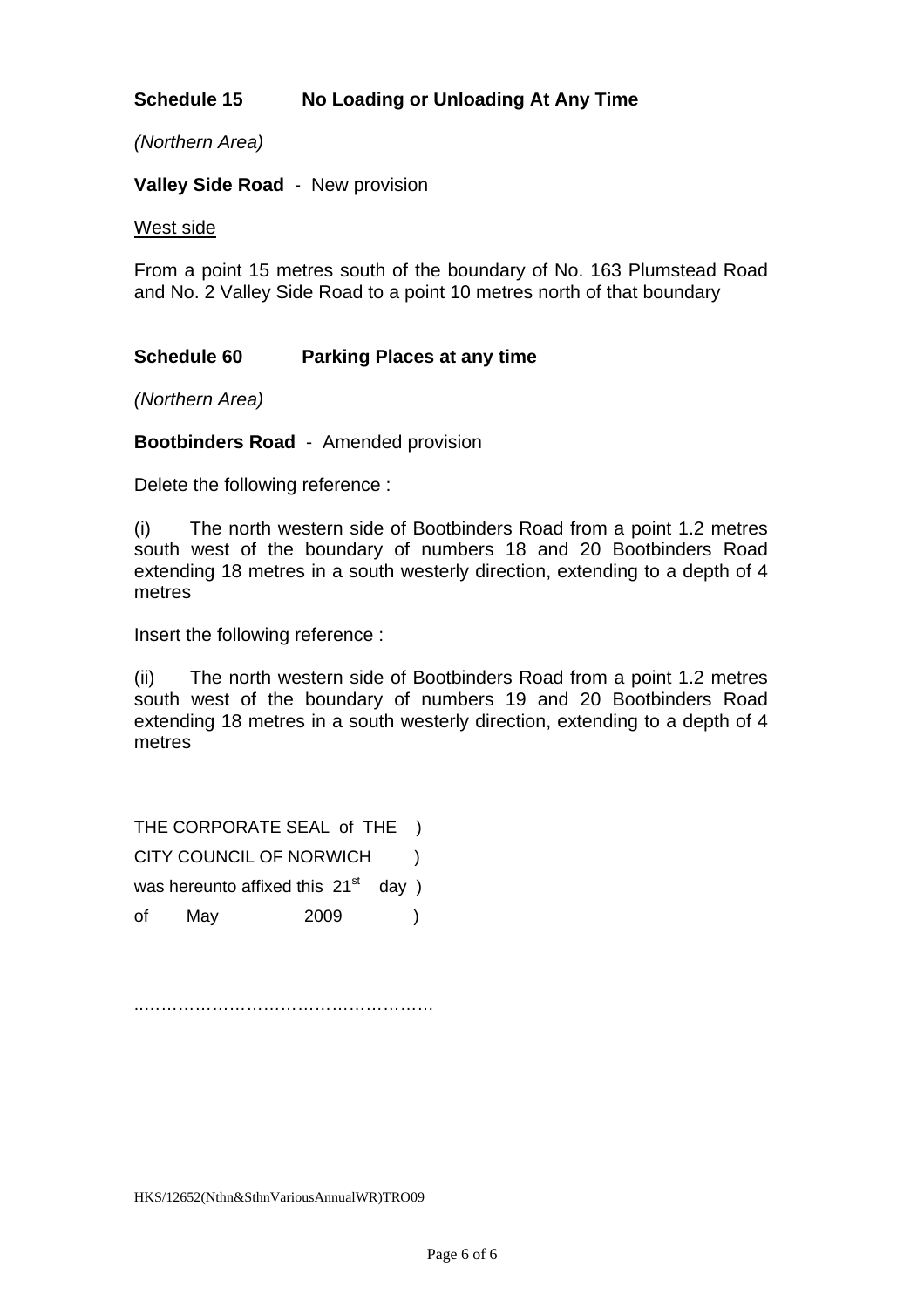**Schedule 15 No Loading or Unloading At Any Time**

*(Northern Area)*

**Valley Side Road** - New provision

West side

From a point 15 metres south of the boundary of No. 163 Plumstead Road and No. 2 Valley Side Road to a point 10 metres north of that boundary

**Schedule 60 Parking Places at any time**

*(Northern Area)*

**Bootbinders Road** - Amended provision

Delete the following reference :

(i) The north western side of Bootbinders Road from a point 1.2 metres south west of the boundary of numbers 18 and 20 Bootbinders Road extending 18 metres in a south westerly direction, extending to a depth of 4 metres

Insert the following reference :

(ii) The north western side of Bootbinders Road from a point 1.2 metres south west of the boundary of numbers 19 and 20 Bootbinders Road extending 18 metres in a south westerly direction, extending to a depth of 4 metres

THE CORPORATE SEAL of THE )
CITY COUNCIL OF NORWICH )
was hereunto affixed this 21st day )
of May 2009 )

……………………………………………

HKS/12652(Nthn&SthnVariousAnnualWR)TRO09